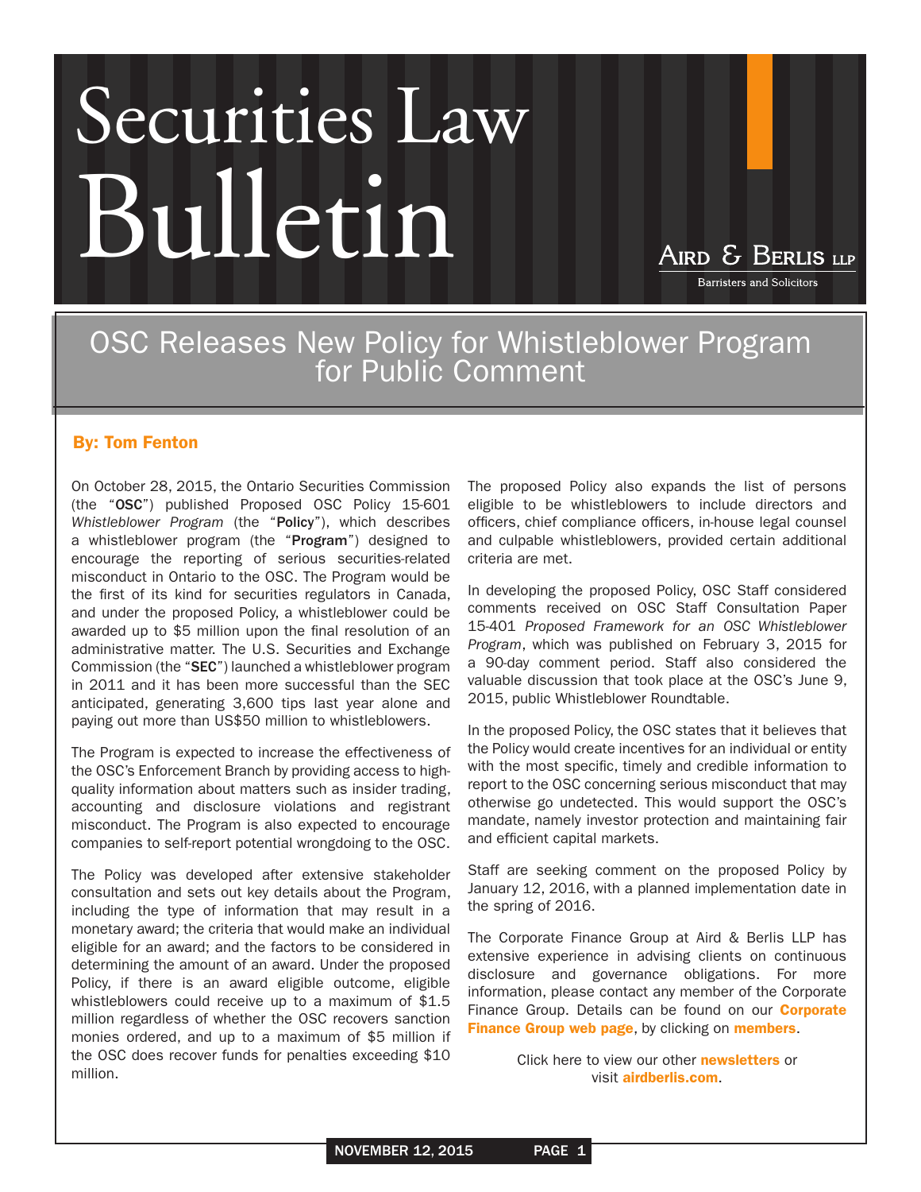# Securities Law Bulletin

Aird & Berlis LLP
Barristers and Solicitors

## OSC Releases New Policy for Whistleblower Program for Public Comment

**By: Tom Fenton**

On October 28, 2015, the Ontario Securities Commission (the "**OSC**") published Proposed OSC Policy 15-601 *Whistleblower Program* (the "**Policy**"), which describes a whistleblower program (the "**Program**") designed to encourage the reporting of serious securities-related misconduct in Ontario to the OSC. The Program would be the first of its kind for securities regulators in Canada, and under the proposed Policy, a whistleblower could be awarded up to $5 million upon the final resolution of an administrative matter. The U.S. Securities and Exchange Commission (the "**SEC**") launched a whistleblower program in 2011 and it has been more successful than the SEC anticipated, generating 3,600 tips last year alone and paying out more than US$50 million to whistleblowers.

The Program is expected to increase the effectiveness of the OSC's Enforcement Branch by providing access to high-quality information about matters such as insider trading, accounting and disclosure violations and registrant misconduct. The Program is also expected to encourage companies to self-report potential wrongdoing to the OSC.

The Policy was developed after extensive stakeholder consultation and sets out key details about the Program, including the type of information that may result in a monetary award; the criteria that would make an individual eligible for an award; and the factors to be considered in determining the amount of an award. Under the proposed Policy, if there is an award eligible outcome, eligible whistleblowers could receive up to a maximum of $1.5 million regardless of whether the OSC recovers sanction monies ordered, and up to a maximum of $5 million if the OSC does recover funds for penalties exceeding $10 million.

The proposed Policy also expands the list of persons eligible to be whistleblowers to include directors and officers, chief compliance officers, in-house legal counsel and culpable whistleblowers, provided certain additional criteria are met.

In developing the proposed Policy, OSC Staff considered comments received on OSC Staff Consultation Paper 15-401 *Proposed Framework for an OSC Whistleblower Program*, which was published on February 3, 2015 for a 90-day comment period. Staff also considered the valuable discussion that took place at the OSC's June 9, 2015, public Whistleblower Roundtable.

In the proposed Policy, the OSC states that it believes that the Policy would create incentives for an individual or entity with the most specific, timely and credible information to report to the OSC concerning serious misconduct that may otherwise go undetected. This would support the OSC's mandate, namely investor protection and maintaining fair and efficient capital markets.

Staff are seeking comment on the proposed Policy by January 12, 2016, with a planned implementation date in the spring of 2016.

The Corporate Finance Group at Aird & Berlis LLP has extensive experience in advising clients on continuous disclosure and governance obligations. For more information, please contact any member of the Corporate Finance Group. Details can be found on our **Corporate Finance Group web page**, by clicking on **members**.

Click here to view our other **newsletters** or visit **airdberlis.com**.

NOVEMBER 12, 2015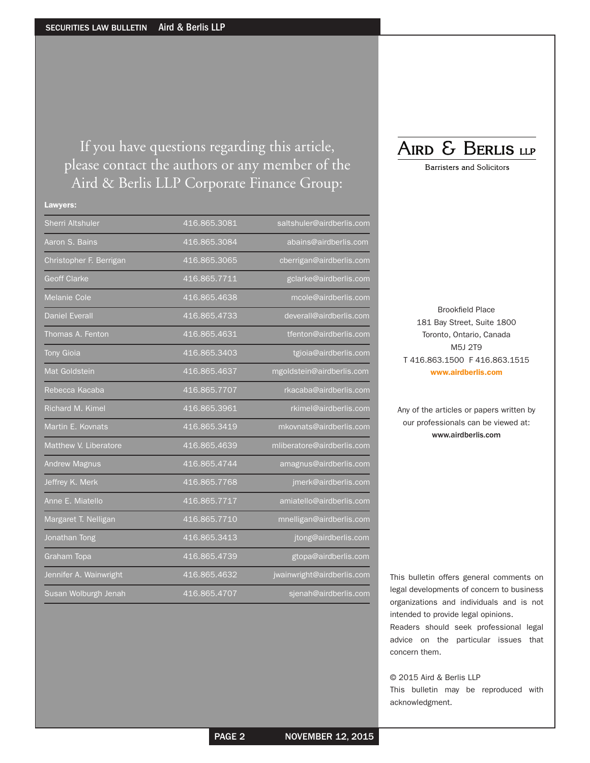If you have questions regarding this article, please contact the authors or any member of the Aird & Berlis LLP Corporate Finance Group:

**Lawyers:**

| | | |
|---|---|---|
| Sherri Altshuler | 416.865.3081 | saltshuler@airdberlis.com |
| Aaron S. Bains | 416.865.3084 | abains@airdberlis.com |
| Christopher F. Berrigan | 416.865.3065 | cberrigan@airdberlis.com |
| Geoff Clarke | 416.865.7711 | gclarke@airdberlis.com |
| Melanie Cole | 416.865.4638 | mcole@airdberlis.com |
| Daniel Everall | 416.865.4733 | deverall@airdberlis.com |
| Thomas A. Fenton | 416.865.4631 | tfenton@airdberlis.com |
| Tony Gioia | 416.865.3403 | tgioia@airdberlis.com |
| Mat Goldstein | 416.865.4637 | mgoldstein@airdberlis.com |
| Rebecca Kacaba | 416.865.7707 | rkacaba@airdberlis.com |
| Richard M. Kimel | 416.865.3961 | rkimel@airdberlis.com |
| Martin E. Kovnats | 416.865.3419 | mkovnats@airdberlis.com |
| Matthew V. Liberatore | 416.865.4639 | mliberatore@airdberlis.com |
| Andrew Magnus | 416.865.4744 | amagnus@airdberlis.com |
| Jeffrey K. Merk | 416.865.7768 | jmerk@airdberlis.com |
| Anne E. Miatello | 416.865.7717 | amiatello@airdberlis.com |
| Margaret T. Nelligan | 416.865.7710 | mnelligan@airdberlis.com |
| Jonathan Tong | 416.865.3413 | jtong@airdberlis.com |
| Graham Topa | 416.865.4739 | gtopa@airdberlis.com |
| Jennifer A. Wainwright | 416.865.4632 | jwainwright@airdberlis.com |
| Susan Wolburgh Jenah | 416.865.4707 | sjenah@airdberlis.com |

**AIRD & BERLIS LLP**

Barristers and Solicitors

Brookfield Place
181 Bay Street, Suite 1800
Toronto, Ontario, Canada
M5J 2T9
T 416.863.1500 F 416.863.1515
**www.airdberlis.com**

Any of the articles or papers written by our professionals can be viewed at:
**www.airdberlis.com**

This bulletin offers general comments on legal developments of concern to business organizations and individuals and is not intended to provide legal opinions. Readers should seek professional legal advice on the particular issues that concern them.

© 2015 Aird & Berlis LLP
This bulletin may be reproduced with acknowledgment.